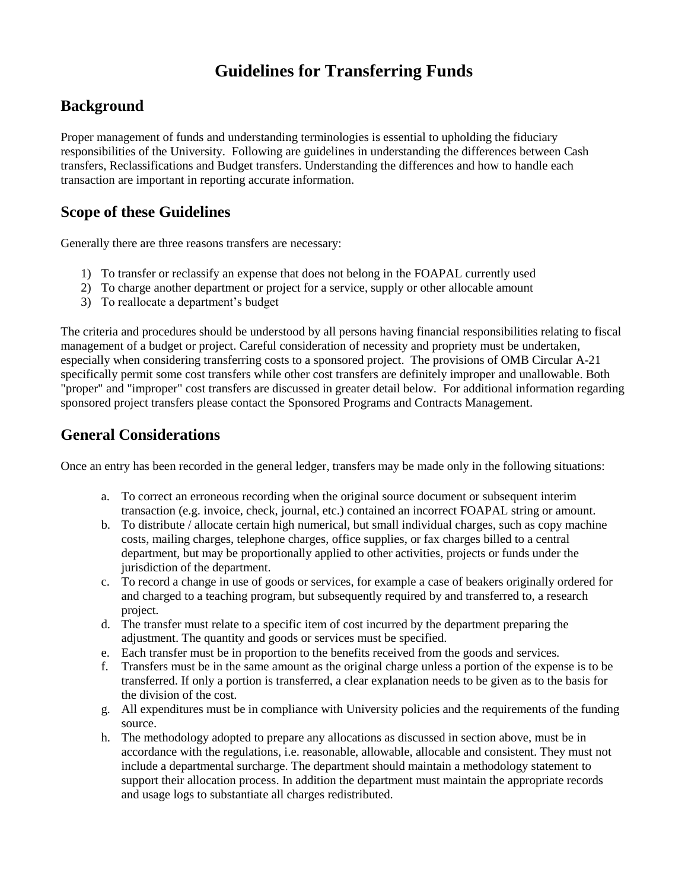# Guidelines for Transferring Funds

## Background

Proper management of funds and understanding terminologies is essential to upholding the fiduciary responsibilities of the University. Following are guidelines in understanding the differences between Cash transfers, Reclassifications and Budget transfers. Understanding the differences and how to handle each transaction are important in reporting accurate information.

## Scope of these Guidelines

Generally there are three reasons transfers are necessary:

1) To transfer or reclassify an expense that does not belong in the FOAPAL currently used
2) To charge another department or project for a service, supply or other allocable amount
3) To reallocate a department's budget

The criteria and procedures should be understood by all persons having financial responsibilities relating to fiscal management of a budget or project. Careful consideration of necessity and propriety must be undertaken, especially when considering transferring costs to a sponsored project. The provisions of OMB Circular A-21 specifically permit some cost transfers while other cost transfers are definitely improper and unallowable. Both "proper" and "improper" cost transfers are discussed in greater detail below. For additional information regarding sponsored project transfers please contact the Sponsored Programs and Contracts Management.

## General Considerations

Once an entry has been recorded in the general ledger, transfers may be made only in the following situations:

a. To correct an erroneous recording when the original source document or subsequent interim transaction (e.g. invoice, check, journal, etc.) contained an incorrect FOAPAL string or amount.
b. To distribute / allocate certain high numerical, but small individual charges, such as copy machine costs, mailing charges, telephone charges, office supplies, or fax charges billed to a central department, but may be proportionally applied to other activities, projects or funds under the jurisdiction of the department.
c. To record a change in use of goods or services, for example a case of beakers originally ordered for and charged to a teaching program, but subsequently required by and transferred to, a research project.
d. The transfer must relate to a specific item of cost incurred by the department preparing the adjustment. The quantity and goods or services must be specified.
e. Each transfer must be in proportion to the benefits received from the goods and services.
f. Transfers must be in the same amount as the original charge unless a portion of the expense is to be transferred. If only a portion is transferred, a clear explanation needs to be given as to the basis for the division of the cost.
g. All expenditures must be in compliance with University policies and the requirements of the funding source.
h. The methodology adopted to prepare any allocations as discussed in section above, must be in accordance with the regulations, i.e. reasonable, allowable, allocable and consistent. They must not include a departmental surcharge. The department should maintain a methodology statement to support their allocation process. In addition the department must maintain the appropriate records and usage logs to substantiate all charges redistributed.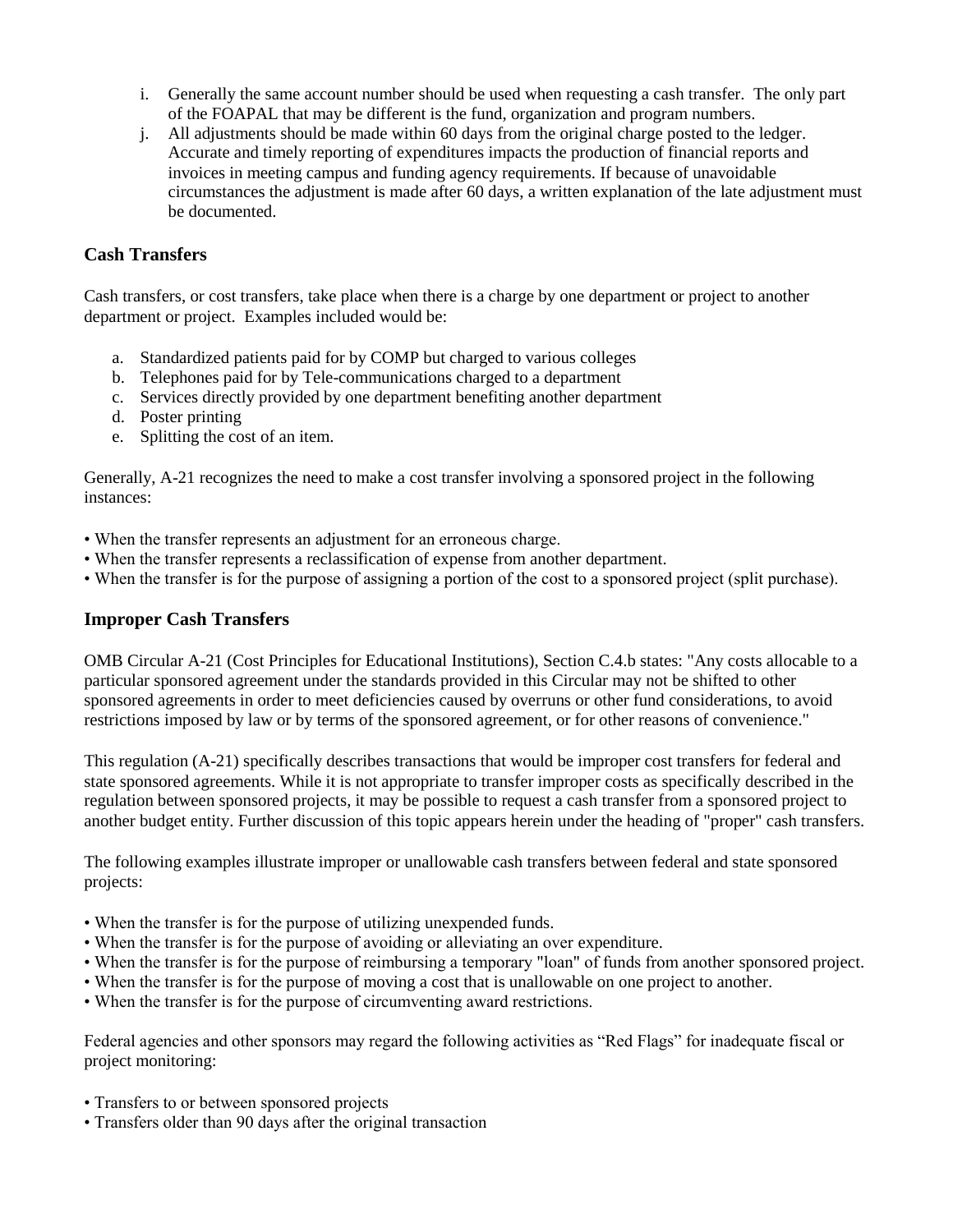i. Generally the same account number should be used when requesting a cash transfer. The only part of the FOAPAL that may be different is the fund, organization and program numbers.
j. All adjustments should be made within 60 days from the original charge posted to the ledger. Accurate and timely reporting of expenditures impacts the production of financial reports and invoices in meeting campus and funding agency requirements. If because of unavoidable circumstances the adjustment is made after 60 days, a written explanation of the late adjustment must be documented.

## Cash Transfers

Cash transfers, or cost transfers, take place when there is a charge by one department or project to another department or project. Examples included would be:

a. Standardized patients paid for by COMP but charged to various colleges
b. Telephones paid for by Tele-communications charged to a department
c. Services directly provided by one department benefiting another department
d. Poster printing
e. Splitting the cost of an item.

Generally, A-21 recognizes the need to make a cost transfer involving a sponsored project in the following instances:

- When the transfer represents an adjustment for an erroneous charge.
- When the transfer represents a reclassification of expense from another department.
- When the transfer is for the purpose of assigning a portion of the cost to a sponsored project (split purchase).

## Improper Cash Transfers

OMB Circular A-21 (Cost Principles for Educational Institutions), Section C.4.b states: "Any costs allocable to a particular sponsored agreement under the standards provided in this Circular may not be shifted to other sponsored agreements in order to meet deficiencies caused by overruns or other fund considerations, to avoid restrictions imposed by law or by terms of the sponsored agreement, or for other reasons of convenience."

This regulation (A-21) specifically describes transactions that would be improper cost transfers for federal and state sponsored agreements. While it is not appropriate to transfer improper costs as specifically described in the regulation between sponsored projects, it may be possible to request a cash transfer from a sponsored project to another budget entity. Further discussion of this topic appears herein under the heading of "proper" cash transfers.

The following examples illustrate improper or unallowable cash transfers between federal and state sponsored projects:

- When the transfer is for the purpose of utilizing unexpended funds.
- When the transfer is for the purpose of avoiding or alleviating an over expenditure.
- When the transfer is for the purpose of reimbursing a temporary "loan" of funds from another sponsored project.
- When the transfer is for the purpose of moving a cost that is unallowable on one project to another.
- When the transfer is for the purpose of circumventing award restrictions.

Federal agencies and other sponsors may regard the following activities as "Red Flags" for inadequate fiscal or project monitoring:

- Transfers to or between sponsored projects
- Transfers older than 90 days after the original transaction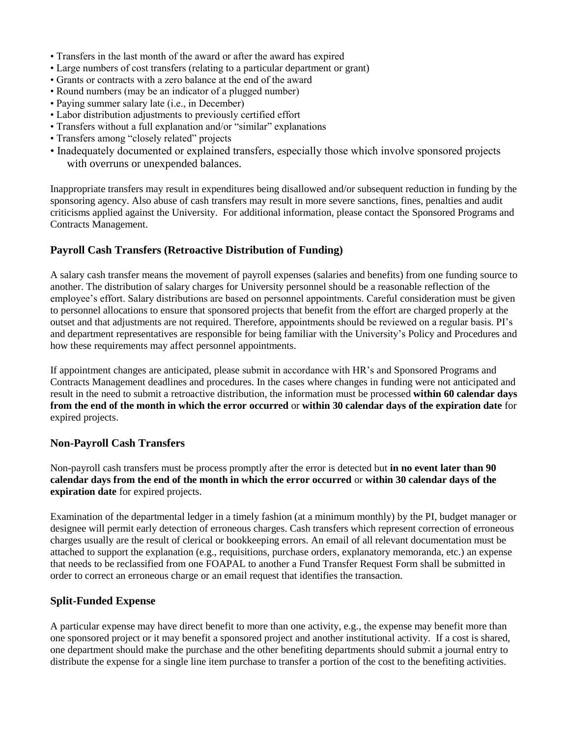- Transfers in the last month of the award or after the award has expired
- Large numbers of cost transfers (relating to a particular department or grant)
- Grants or contracts with a zero balance at the end of the award
- Round numbers (may be an indicator of a plugged number)
- Paying summer salary late (i.e., in December)
- Labor distribution adjustments to previously certified effort
- Transfers without a full explanation and/or "similar" explanations
- Transfers among "closely related" projects
- Inadequately documented or explained transfers, especially those which involve sponsored projects with overruns or unexpended balances.

Inappropriate transfers may result in expenditures being disallowed and/or subsequent reduction in funding by the sponsoring agency. Also abuse of cash transfers may result in more severe sanctions, fines, penalties and audit criticisms applied against the University. For additional information, please contact the Sponsored Programs and Contracts Management.

### Payroll Cash Transfers (Retroactive Distribution of Funding)

A salary cash transfer means the movement of payroll expenses (salaries and benefits) from one funding source to another. The distribution of salary charges for University personnel should be a reasonable reflection of the employee's effort. Salary distributions are based on personnel appointments. Careful consideration must be given to personnel allocations to ensure that sponsored projects that benefit from the effort are charged properly at the outset and that adjustments are not required. Therefore, appointments should be reviewed on a regular basis. PI's and department representatives are responsible for being familiar with the University's Policy and Procedures and how these requirements may affect personnel appointments.

If appointment changes are anticipated, please submit in accordance with HR's and Sponsored Programs and Contracts Management deadlines and procedures. In the cases where changes in funding were not anticipated and result in the need to submit a retroactive distribution, the information must be processed **within 60 calendar days from the end of the month in which the error occurred** or **within 30 calendar days of the expiration date** for expired projects.

### Non-Payroll Cash Transfers

Non-payroll cash transfers must be process promptly after the error is detected but **in no event later than 90 calendar days from the end of the month in which the error occurred** or **within 30 calendar days of the expiration date** for expired projects.

Examination of the departmental ledger in a timely fashion (at a minimum monthly) by the PI, budget manager or designee will permit early detection of erroneous charges. Cash transfers which represent correction of erroneous charges usually are the result of clerical or bookkeeping errors. An email of all relevant documentation must be attached to support the explanation (e.g., requisitions, purchase orders, explanatory memoranda, etc.) an expense that needs to be reclassified from one FOAPAL to another a Fund Transfer Request Form shall be submitted in order to correct an erroneous charge or an email request that identifies the transaction.

### Split-Funded Expense

A particular expense may have direct benefit to more than one activity, e.g., the expense may benefit more than one sponsored project or it may benefit a sponsored project and another institutional activity. If a cost is shared, one department should make the purchase and the other benefiting departments should submit a journal entry to distribute the expense for a single line item purchase to transfer a portion of the cost to the benefiting activities.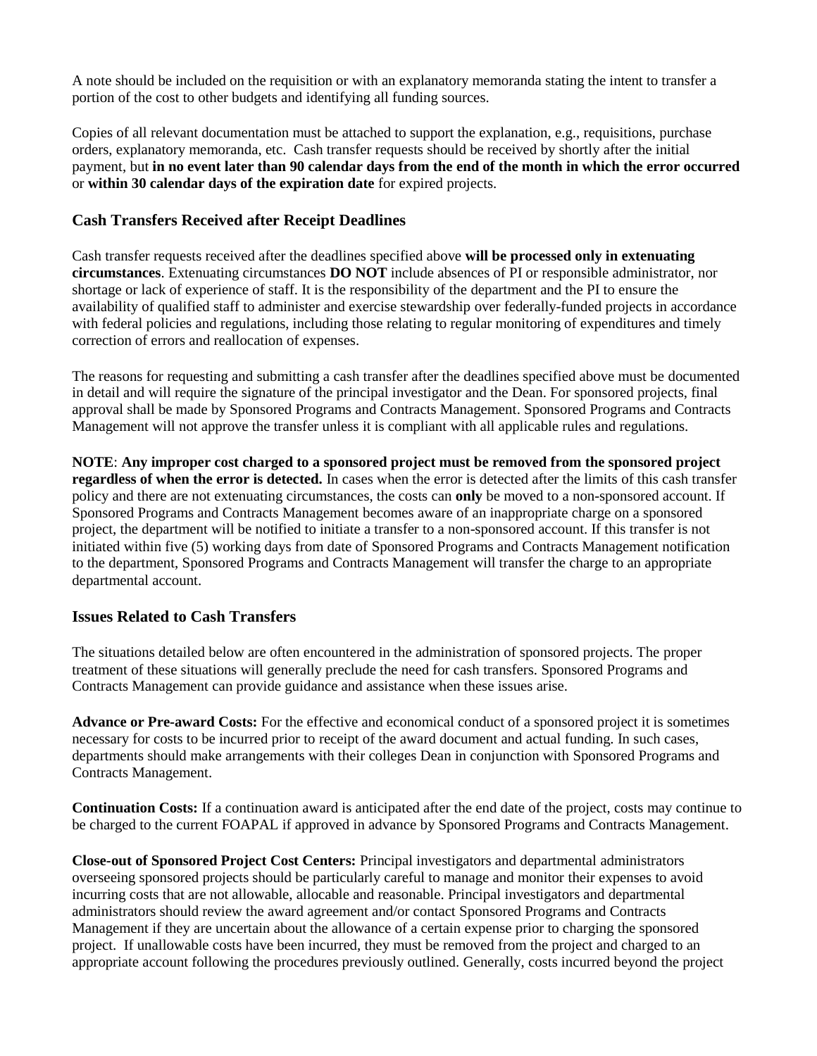A note should be included on the requisition or with an explanatory memoranda stating the intent to transfer a portion of the cost to other budgets and identifying all funding sources.

Copies of all relevant documentation must be attached to support the explanation, e.g., requisitions, purchase orders, explanatory memoranda, etc. Cash transfer requests should be received by shortly after the initial payment, but **in no event later than 90 calendar days from the end of the month in which the error occurred** or **within 30 calendar days of the expiration date** for expired projects.

### Cash Transfers Received after Receipt Deadlines

Cash transfer requests received after the deadlines specified above **will be processed only in extenuating circumstances**. Extenuating circumstances **DO NOT** include absences of PI or responsible administrator, nor shortage or lack of experience of staff. It is the responsibility of the department and the PI to ensure the availability of qualified staff to administer and exercise stewardship over federally-funded projects in accordance with federal policies and regulations, including those relating to regular monitoring of expenditures and timely correction of errors and reallocation of expenses.

The reasons for requesting and submitting a cash transfer after the deadlines specified above must be documented in detail and will require the signature of the principal investigator and the Dean. For sponsored projects, final approval shall be made by Sponsored Programs and Contracts Management. Sponsored Programs and Contracts Management will not approve the transfer unless it is compliant with all applicable rules and regulations.

**NOTE**: **Any improper cost charged to a sponsored project must be removed from the sponsored project regardless of when the error is detected.** In cases when the error is detected after the limits of this cash transfer policy and there are not extenuating circumstances, the costs can **only** be moved to a non-sponsored account. If Sponsored Programs and Contracts Management becomes aware of an inappropriate charge on a sponsored project, the department will be notified to initiate a transfer to a non-sponsored account. If this transfer is not initiated within five (5) working days from date of Sponsored Programs and Contracts Management notification to the department, Sponsored Programs and Contracts Management will transfer the charge to an appropriate departmental account.

### Issues Related to Cash Transfers

The situations detailed below are often encountered in the administration of sponsored projects. The proper treatment of these situations will generally preclude the need for cash transfers. Sponsored Programs and Contracts Management can provide guidance and assistance when these issues arise.

**Advance or Pre-award Costs:** For the effective and economical conduct of a sponsored project it is sometimes necessary for costs to be incurred prior to receipt of the award document and actual funding. In such cases, departments should make arrangements with their colleges Dean in conjunction with Sponsored Programs and Contracts Management.

**Continuation Costs:** If a continuation award is anticipated after the end date of the project, costs may continue to be charged to the current FOAPAL if approved in advance by Sponsored Programs and Contracts Management.

**Close-out of Sponsored Project Cost Centers:** Principal investigators and departmental administrators overseeing sponsored projects should be particularly careful to manage and monitor their expenses to avoid incurring costs that are not allowable, allocable and reasonable. Principal investigators and departmental administrators should review the award agreement and/or contact Sponsored Programs and Contracts Management if they are uncertain about the allowance of a certain expense prior to charging the sponsored project. If unallowable costs have been incurred, they must be removed from the project and charged to an appropriate account following the procedures previously outlined. Generally, costs incurred beyond the project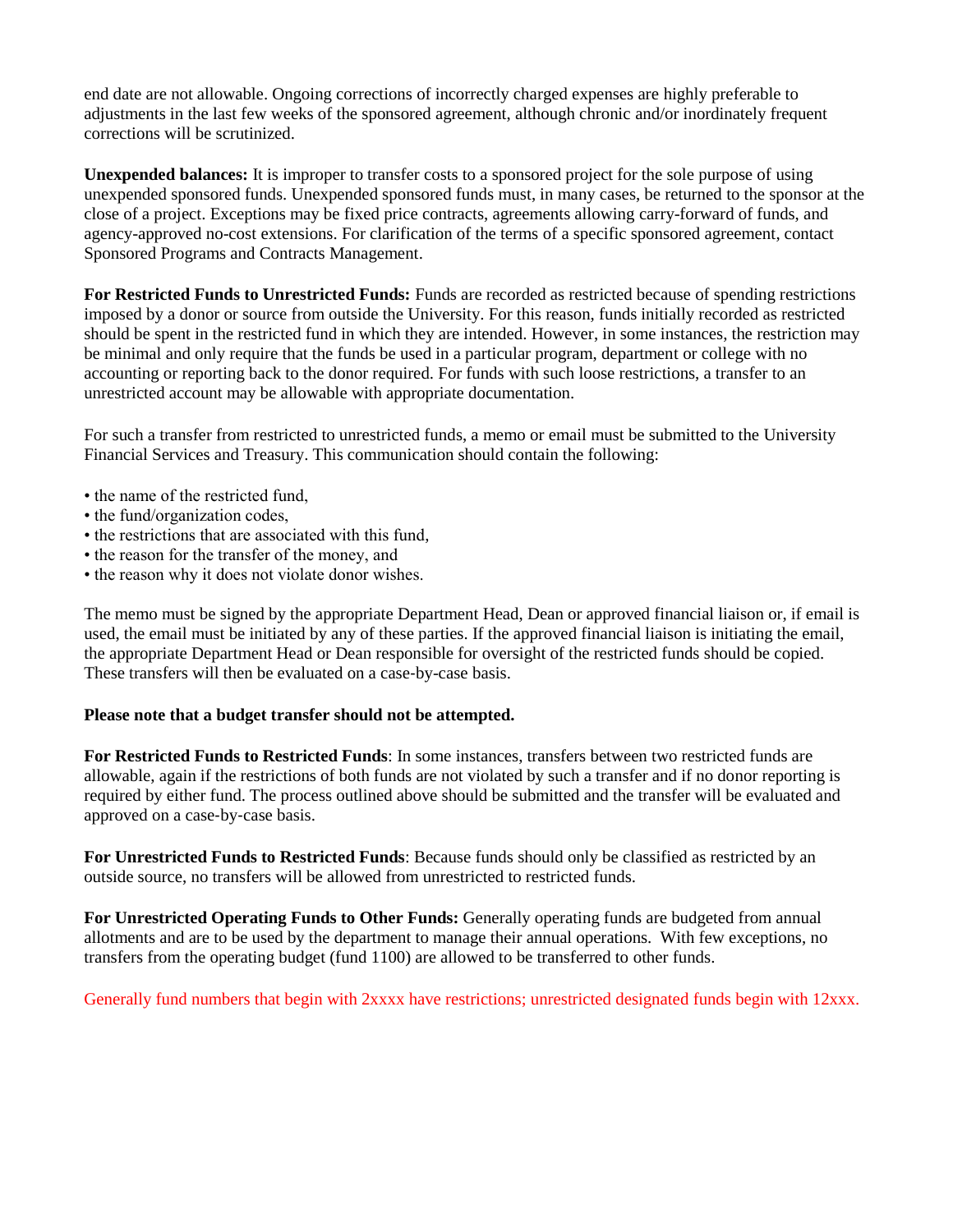end date are not allowable. Ongoing corrections of incorrectly charged expenses are highly preferable to adjustments in the last few weeks of the sponsored agreement, although chronic and/or inordinately frequent corrections will be scrutinized.

**Unexpended balances:** It is improper to transfer costs to a sponsored project for the sole purpose of using unexpended sponsored funds. Unexpended sponsored funds must, in many cases, be returned to the sponsor at the close of a project. Exceptions may be fixed price contracts, agreements allowing carry-forward of funds, and agency-approved no-cost extensions. For clarification of the terms of a specific sponsored agreement, contact Sponsored Programs and Contracts Management.

**For Restricted Funds to Unrestricted Funds:** Funds are recorded as restricted because of spending restrictions imposed by a donor or source from outside the University. For this reason, funds initially recorded as restricted should be spent in the restricted fund in which they are intended. However, in some instances, the restriction may be minimal and only require that the funds be used in a particular program, department or college with no accounting or reporting back to the donor required. For funds with such loose restrictions, a transfer to an unrestricted account may be allowable with appropriate documentation.

For such a transfer from restricted to unrestricted funds, a memo or email must be submitted to the University Financial Services and Treasury. This communication should contain the following:

- the name of the restricted fund,
- the fund/organization codes,
- the restrictions that are associated with this fund,
- the reason for the transfer of the money, and
- the reason why it does not violate donor wishes.

The memo must be signed by the appropriate Department Head, Dean or approved financial liaison or, if email is used, the email must be initiated by any of these parties. If the approved financial liaison is initiating the email, the appropriate Department Head or Dean responsible for oversight of the restricted funds should be copied. These transfers will then be evaluated on a case-by-case basis.

**Please note that a budget transfer should not be attempted.**

**For Restricted Funds to Restricted Funds**: In some instances, transfers between two restricted funds are allowable, again if the restrictions of both funds are not violated by such a transfer and if no donor reporting is required by either fund. The process outlined above should be submitted and the transfer will be evaluated and approved on a case-by-case basis.

**For Unrestricted Funds to Restricted Funds**: Because funds should only be classified as restricted by an outside source, no transfers will be allowed from unrestricted to restricted funds.

**For Unrestricted Operating Funds to Other Funds:** Generally operating funds are budgeted from annual allotments and are to be used by the department to manage their annual operations. With few exceptions, no transfers from the operating budget (fund 1100) are allowed to be transferred to other funds.

Generally fund numbers that begin with 2xxxx have restrictions; unrestricted designated funds begin with 12xxx.